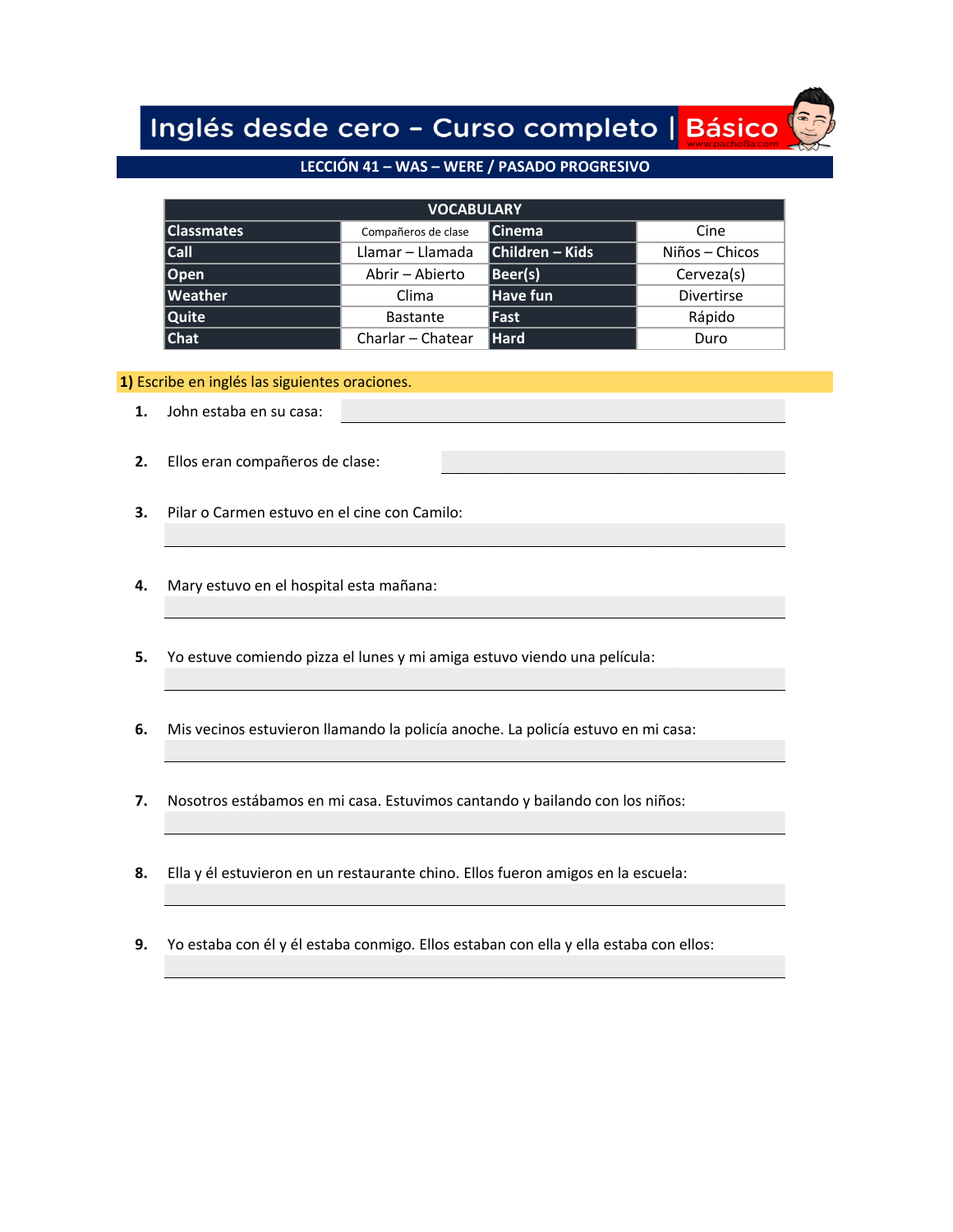# Inglés desde cero – Curso completo | Básico

www.pachoBa.com

## LECCIÓN 41 – WAS – WERE / PASADO PROGRESIVO

| VOCABULARY | | | |
|---|---|---|---|
| **Classmates** | Compañeros de clase | **Cinema** | Cine |
| **Call** | Llamar – Llamada | **Children – Kids** | Niños – Chicos |
| **Open** | Abrir – Abierto | **Beer(s)** | Cerveza(s) |
| **Weather** | Clima | **Have fun** | Divertirse |
| **Quite** | Bastante | **Fast** | Rápido |
| **Chat** | Charlar – Chatear | **Hard** | Duro |

**1)** Escribe en inglés las siguientes oraciones.

1. John estaba en su casa: ______________________

2. Ellos eran compañeros de clase: ______________________

3. Pilar o Carmen estuvo en el cine con Camilo:
______________________

4. Mary estuvo en el hospital esta mañana:
______________________

5. Yo estuve comiendo pizza el lunes y mi amiga estuvo viendo una película:
______________________

6. Mis vecinos estuvieron llamando la policía anoche. La policía estuvo en mi casa:
______________________

7. Nosotros estábamos en mi casa. Estuvimos cantando y bailando con los niños:
______________________

8. Ella y él estuvieron en un restaurante chino. Ellos fueron amigos en la escuela:
______________________

9. Yo estaba con él y él estaba conmigo. Ellos estaban con ella y ella estaba con ellos:
______________________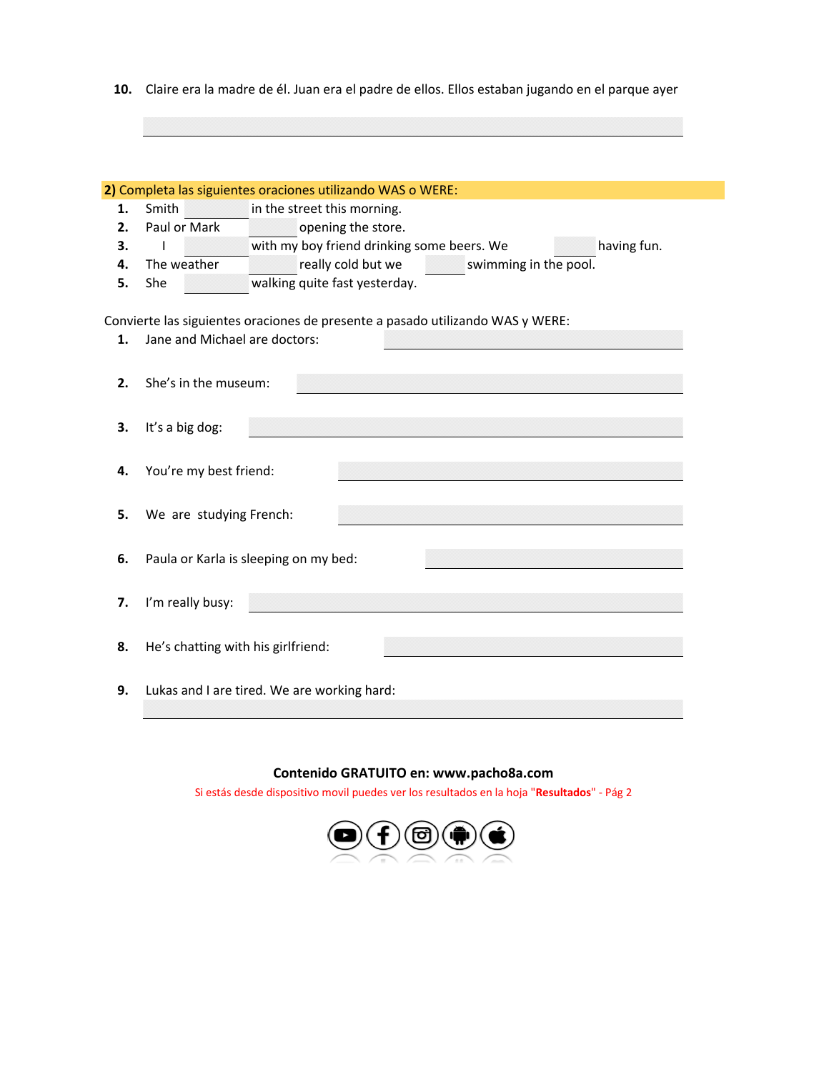10. Claire era la madre de él. Juan era el padre de ellos. Ellos estaban jugando en el parque ayer

\_\_\_\_\_\_\_\_\_\_\_\_\_\_\_\_\_\_\_\_\_\_\_\_\_\_\_\_\_\_\_\_

**2)** Completa las siguientes oraciones utilizando WAS o WERE:

1. Smith \_\_\_\_\_\_\_\_ in the street this morning.
2. Paul or Mark \_\_\_\_\_\_\_\_ opening the store.
3. I \_\_\_\_\_\_\_\_ with my boy friend drinking some beers. We \_\_\_\_\_\_\_\_ having fun.
4. The weather \_\_\_\_\_\_\_\_ really cold but we \_\_\_\_\_\_\_\_ swimming in the pool.
5. She \_\_\_\_\_\_\_\_ walking quite fast yesterday.

Convierte las siguientes oraciones de presente a pasado utilizando WAS y WERE:

1. Jane and Michael are doctors: \_\_\_\_\_\_\_\_\_\_\_\_\_\_\_\_
2. She's in the museum: \_\_\_\_\_\_\_\_\_\_\_\_\_\_\_\_
3. It's a big dog: \_\_\_\_\_\_\_\_\_\_\_\_\_\_\_\_
4. You're my best friend: \_\_\_\_\_\_\_\_\_\_\_\_\_\_\_\_
5. We are studying French: \_\_\_\_\_\_\_\_\_\_\_\_\_\_\_\_
6. Paula or Karla is sleeping on my bed: \_\_\_\_\_\_\_\_\_\_\_\_\_\_\_\_
7. I'm really busy: \_\_\_\_\_\_\_\_\_\_\_\_\_\_\_\_
8. He's chatting with his girlfriend: \_\_\_\_\_\_\_\_\_\_\_\_\_\_\_\_
9. Lukas and I are tired. We are working hard:

\_\_\_\_\_\_\_\_\_\_\_\_\_\_\_\_\_\_\_\_\_\_\_\_\_\_\_\_\_\_\_\_

**Contenido GRATUITO en: www.pacho8a.com**

Si estás desde dispositivo movil puedes ver los resultados en la hoja "**Resultados**" - Pág 2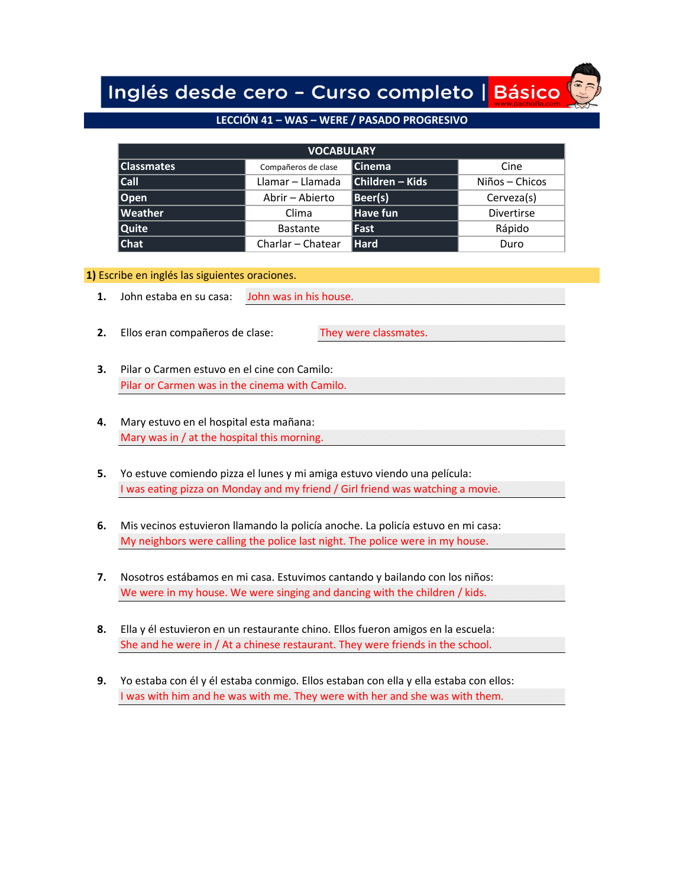# Inglés desde cero – Curso completo | Básico

## LECCIÓN 41 – WAS – WERE / PASADO PROGRESIVO

| VOCABULARY | | | |
|---|---|---|---|
| **Classmates** | Compañeros de clase | **Cinema** | Cine |
| **Call** | Llamar – Llamada | **Children – Kids** | Niños – Chicos |
| **Open** | Abrir – Abierto | **Beer(s)** | Cerveza(s) |
| **Weather** | Clima | **Have fun** | Divertirse |
| **Quite** | Bastante | **Fast** | Rápido |
| **Chat** | Charlar – Chatear | **Hard** | Duro |

**1)** Escribe en inglés las siguientes oraciones.

1. John estaba en su casa: John was in his house.

2. Ellos eran compañeros de clase: They were classmates.

3. Pilar o Carmen estuvo en el cine con Camilo:
   Pilar or Carmen was in the cinema with Camilo.

4. Mary estuvo en el hospital esta mañana:
   Mary was in / at the hospital this morning.

5. Yo estuve comiendo pizza el lunes y mi amiga estuvo viendo una película:
   I was eating pizza on Monday and my friend / Girl friend was watching a movie.

6. Mis vecinos estuvieron llamando la policía anoche. La policía estuvo en mi casa:
   My neighbors were calling the police last night. The police were in my house.

7. Nosotros estábamos en mi casa. Estuvimos cantando y bailando con los niños:
   We were in my house. We were singing and dancing with the children / kids.

8. Ella y él estuvieron en un restaurante chino. Ellos fueron amigos en la escuela:
   She and he were in / At a chinese restaurant. They were friends in the school.

9. Yo estaba con él y él estaba conmigo. Ellos estaban con ella y ella estaba con ellos:
   I was with him and he was with me. They were with her and she was with them.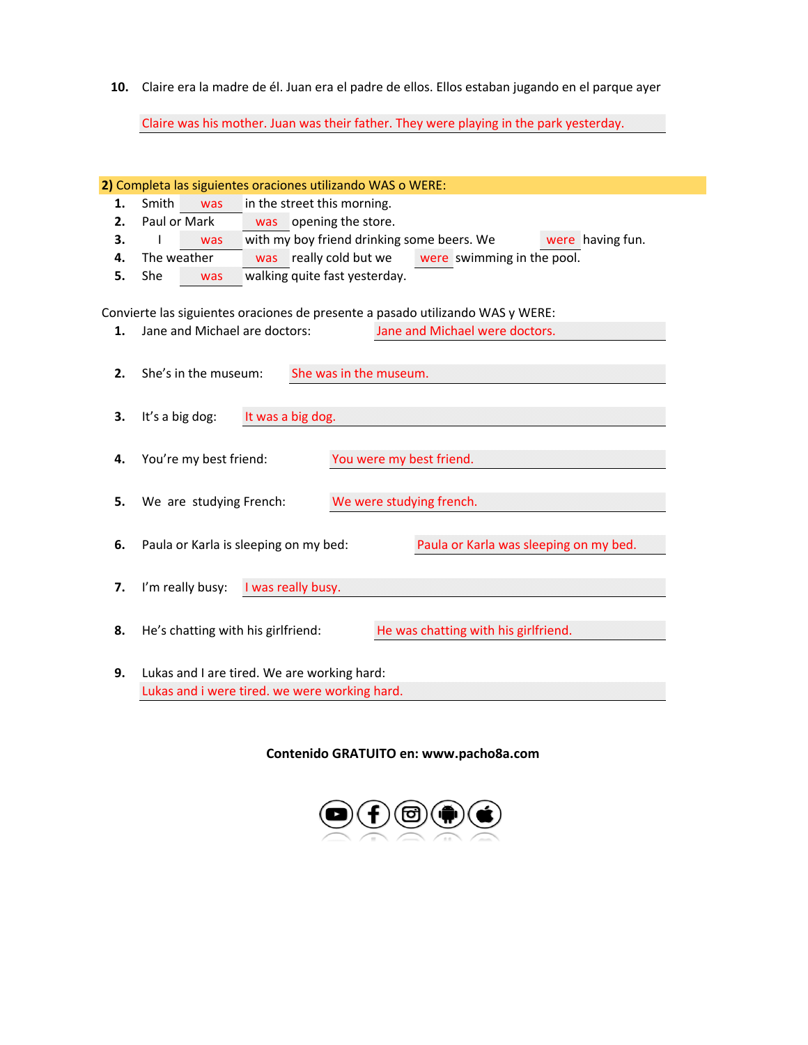10. Claire era la madre de él. Juan era el padre de ellos. Ellos estaban jugando en el parque ayer

    Claire was his mother. Juan was their father. They were playing in the park yesterday.

**2)** Completa las siguientes oraciones utilizando WAS o WERE:

1. Smith was in the street this morning.
2. Paul or Mark was opening the store.
3. I was with my boy friend drinking some beers. We were having fun.
4. The weather was really cold but we were swimming in the pool.
5. She was walking quite fast yesterday.

Convierte las siguientes oraciones de presente a pasado utilizando WAS y WERE:

1. Jane and Michael are doctors: Jane and Michael were doctors.
2. She's in the museum: She was in the museum.
3. It's a big dog: It was a big dog.
4. You're my best friend: You were my best friend.
5. We are studying French: We were studying french.
6. Paula or Karla is sleeping on my bed: Paula or Karla was sleeping on my bed.
7. I'm really busy: I was really busy.
8. He's chatting with his girlfriend: He was chatting with his girlfriend.
9. Lukas and I are tired. We are working hard:
   Lukas and i were tired. we were working hard.

**Contenido GRATUITO en: www.pacho8a.com**